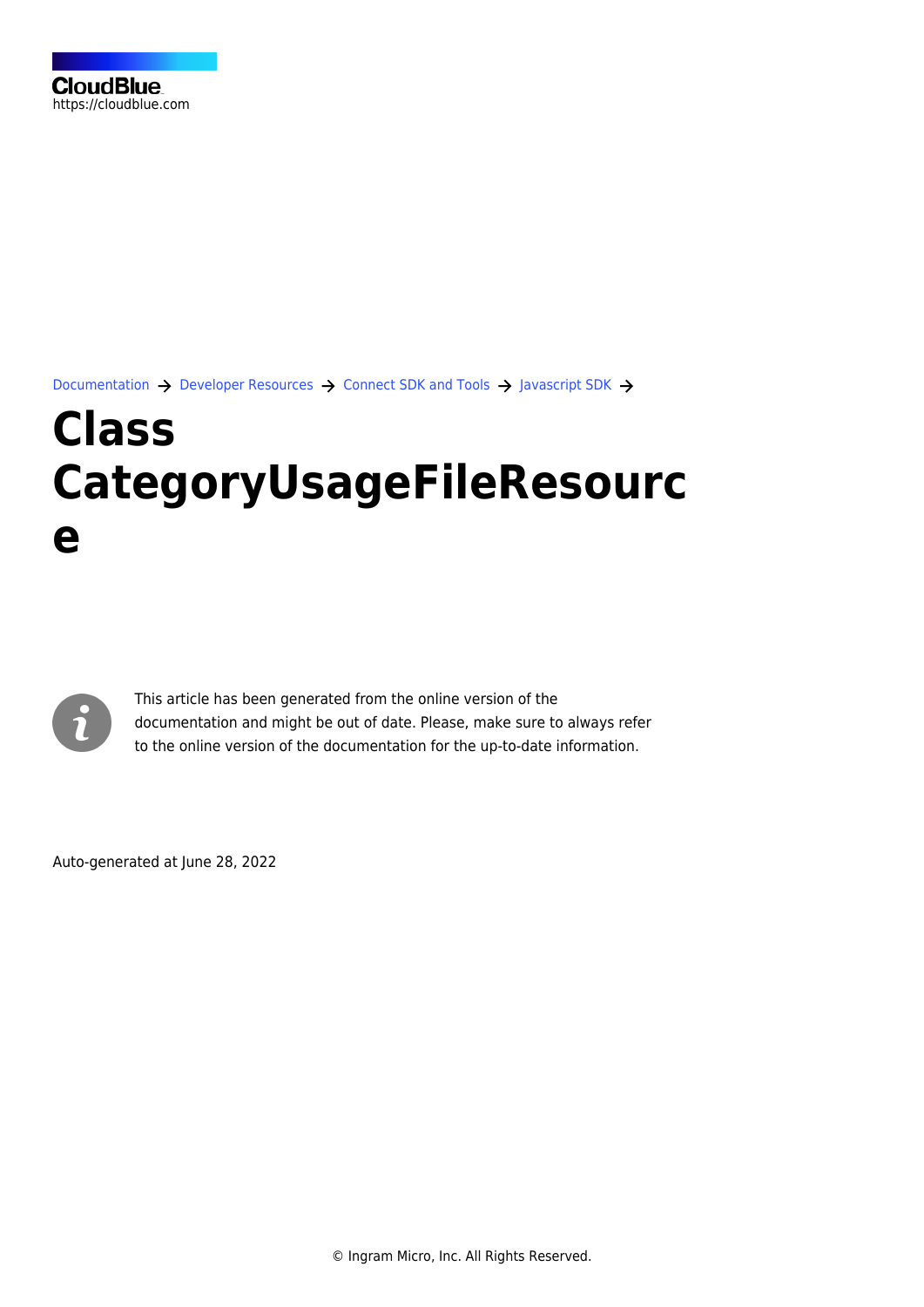CloudBlue
https://cloudblue.com

Documentation → Developer Resources → Connect SDK and Tools → Javascript SDK →

# Class CategoryUsageFileResource

This article has been generated from the online version of the documentation and might be out of date. Please, make sure to always refer to the online version of the documentation for the up-to-date information.

Auto-generated at June 28, 2022

© Ingram Micro, Inc. All Rights Reserved.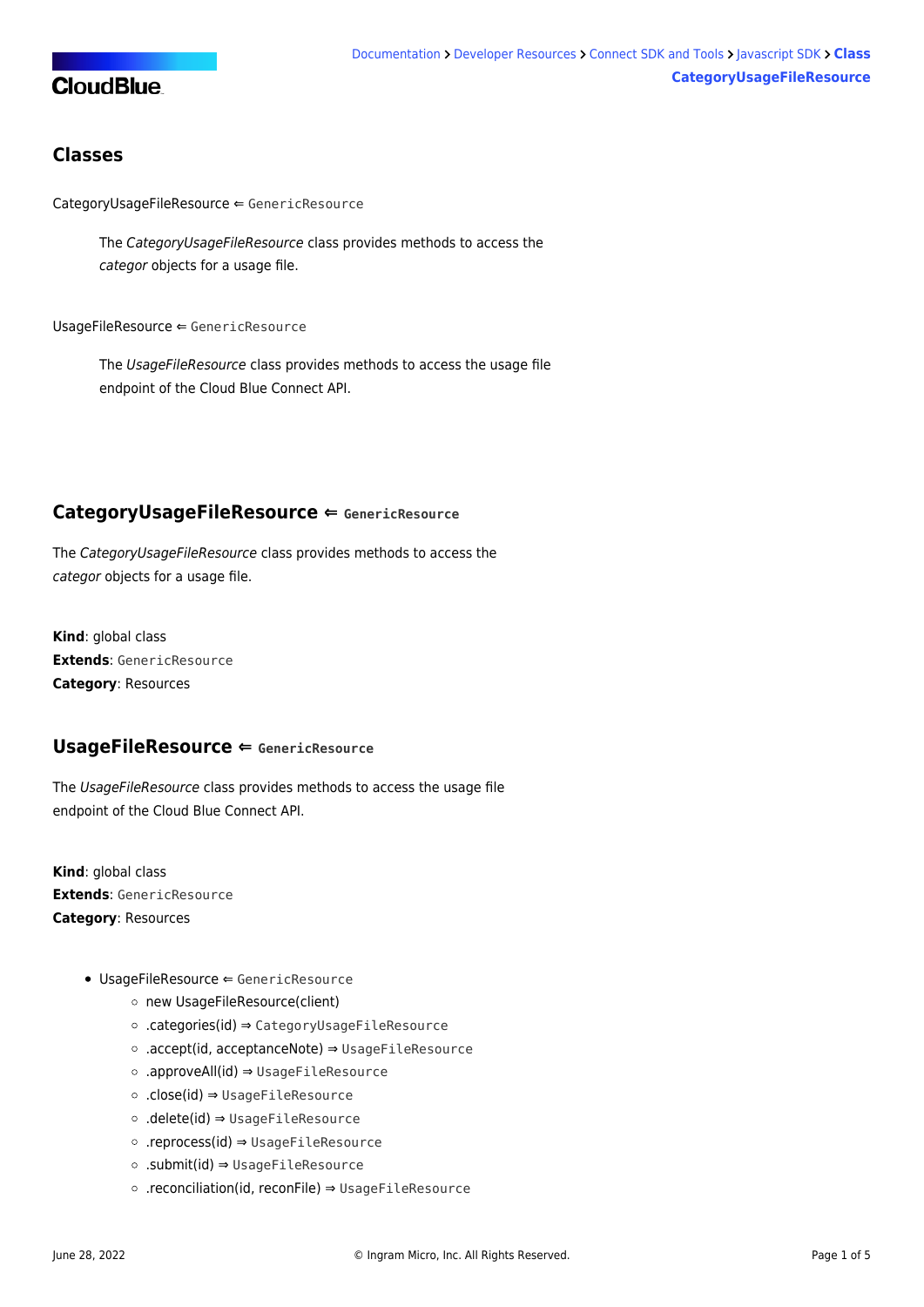## Classes

CategoryUsageFileResource ⇐ `GenericResource`

> The *CategoryUsageFileResource* class provides methods to access the *categor* objects for a usage file.

UsageFileResource ⇐ `GenericResource`

> The *UsageFileResource* class provides methods to access the usage file endpoint of the Cloud Blue Connect API.

## CategoryUsageFileResource ⇐ `GenericResource`

The *CategoryUsageFileResource* class provides methods to access the *categor* objects for a usage file.

**Kind**: global class
**Extends**: `GenericResource`
**Category**: Resources

## UsageFileResource ⇐ `GenericResource`

The *UsageFileResource* class provides methods to access the usage file endpoint of the Cloud Blue Connect API.

**Kind**: global class
**Extends**: `GenericResource`
**Category**: Resources

- UsageFileResource ⇐ `GenericResource`
  - new UsageFileResource(client)
  - .categories(id) ⇒ `CategoryUsageFileResource`
  - .accept(id, acceptanceNote) ⇒ `UsageFileResource`
  - .approveAll(id) ⇒ `UsageFileResource`
  - .close(id) ⇒ `UsageFileResource`
  - .delete(id) ⇒ `UsageFileResource`
  - .reprocess(id) ⇒ `UsageFileResource`
  - .submit(id) ⇒ `UsageFileResource`
  - .reconciliation(id, reconFile) ⇒ `UsageFileResource`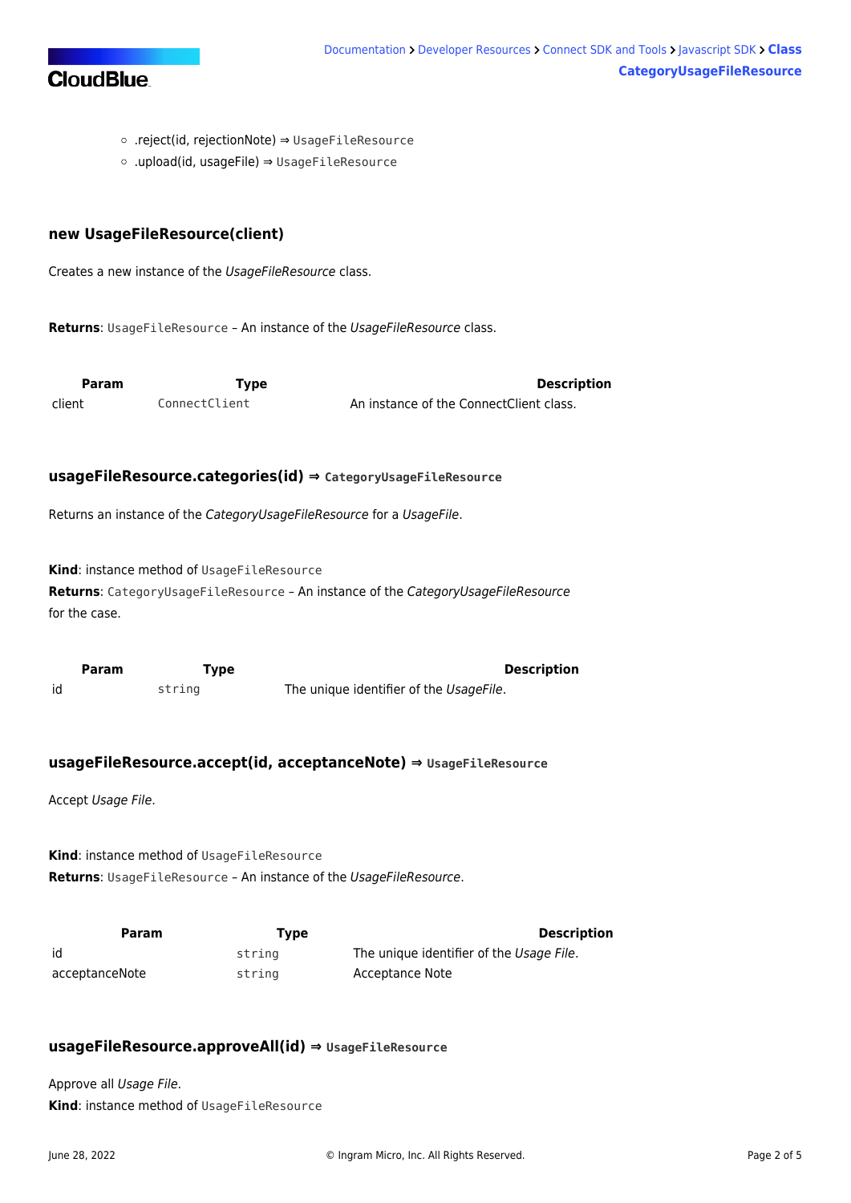- .reject(id, rejectionNote) ⇒ `UsageFileResource`
- .upload(id, usageFile) ⇒ `UsageFileResource`

### new UsageFileResource(client)

Creates a new instance of the *UsageFileResource* class.

**Returns**: `UsageFileResource` – An instance of the *UsageFileResource* class.

| Param | Type | Description |
|---|---|---|
| client | `ConnectClient` | An instance of the ConnectClient class. |

### usageFileResource.categories(id) ⇒ `CategoryUsageFileResource`

Returns an instance of the *CategoryUsageFileResource* for a *UsageFile*.

**Kind**: instance method of `UsageFileResource`
**Returns**: `CategoryUsageFileResource` – An instance of the *CategoryUsageFileResource* for the case.

| Param | Type | Description |
|---|---|---|
| id | `string` | The unique identifier of the *UsageFile*. |

### usageFileResource.accept(id, acceptanceNote) ⇒ `UsageFileResource`

Accept *Usage File*.

**Kind**: instance method of `UsageFileResource`
**Returns**: `UsageFileResource` – An instance of the *UsageFileResource*.

| Param | Type | Description |
|---|---|---|
| id | `string` | The unique identifier of the *Usage File*. |
| acceptanceNote | `string` | Acceptance Note |

### usageFileResource.approveAll(id) ⇒ `UsageFileResource`

Approve all *Usage File*.
**Kind**: instance method of `UsageFileResource`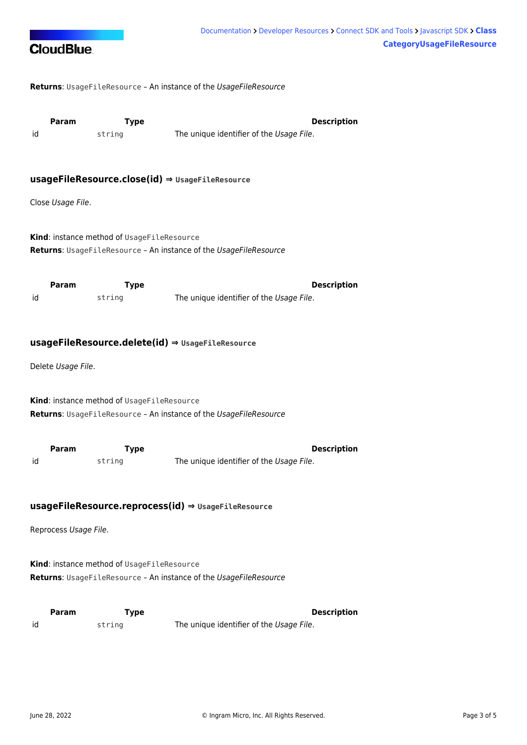**Returns**: `UsageFileResource` – An instance of the *UsageFileResource*

| Param | Type | Description |
| --- | --- | --- |
| id | `string` | The unique identifier of the *Usage File*. |

### usageFileResource.close(id) ⇒ `UsageFileResource`

Close *Usage File*.

**Kind**: instance method of `UsageFileResource`
**Returns**: `UsageFileResource` – An instance of the *UsageFileResource*

| Param | Type | Description |
| --- | --- | --- |
| id | `string` | The unique identifier of the *Usage File*. |

### usageFileResource.delete(id) ⇒ `UsageFileResource`

Delete *Usage File*.

**Kind**: instance method of `UsageFileResource`
**Returns**: `UsageFileResource` – An instance of the *UsageFileResource*

| Param | Type | Description |
| --- | --- | --- |
| id | `string` | The unique identifier of the *Usage File*. |

### usageFileResource.reprocess(id) ⇒ `UsageFileResource`

Reprocess *Usage File*.

**Kind**: instance method of `UsageFileResource`
**Returns**: `UsageFileResource` – An instance of the *UsageFileResource*

| Param | Type | Description |
| --- | --- | --- |
| id | `string` | The unique identifier of the *Usage File*. |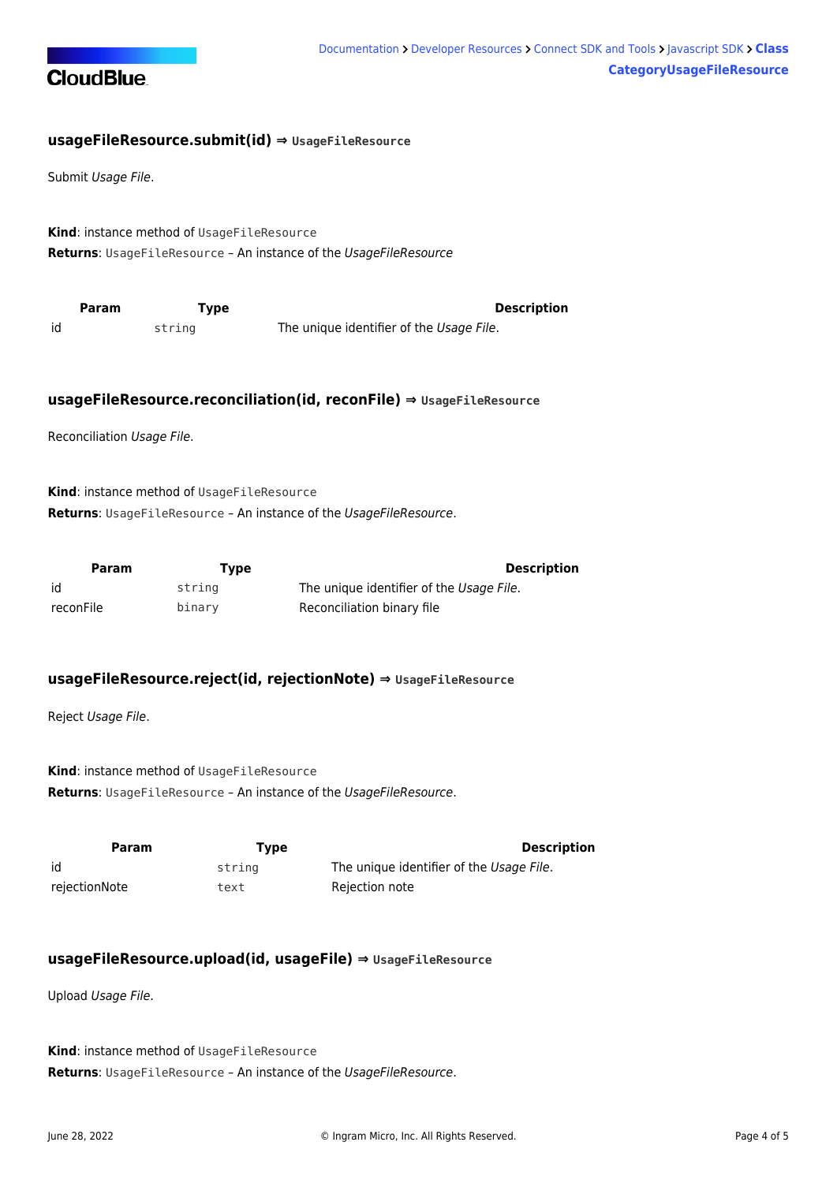### usageFileResource.submit(id) ⇒ `UsageFileResource`

Submit *Usage File*.

**Kind**: instance method of `UsageFileResource`
**Returns**: `UsageFileResource` – An instance of the *UsageFileResource*

| Param | Type | Description |
|---|---|---|
| id | `string` | The unique identifier of the *Usage File*. |

### usageFileResource.reconciliation(id, reconFile) ⇒ `UsageFileResource`

Reconciliation *Usage File*.

**Kind**: instance method of `UsageFileResource`
**Returns**: `UsageFileResource` – An instance of the *UsageFileResource*.

| Param | Type | Description |
|---|---|---|
| id | `string` | The unique identifier of the *Usage File*. |
| reconFile | `binary` | Reconciliation binary file |

### usageFileResource.reject(id, rejectionNote) ⇒ `UsageFileResource`

Reject *Usage File*.

**Kind**: instance method of `UsageFileResource`
**Returns**: `UsageFileResource` – An instance of the *UsageFileResource*.

| Param | Type | Description |
|---|---|---|
| id | `string` | The unique identifier of the *Usage File*. |
| rejectionNote | `text` | Rejection note |

### usageFileResource.upload(id, usageFile) ⇒ `UsageFileResource`

Upload *Usage File*.

**Kind**: instance method of `UsageFileResource`
**Returns**: `UsageFileResource` – An instance of the *UsageFileResource*.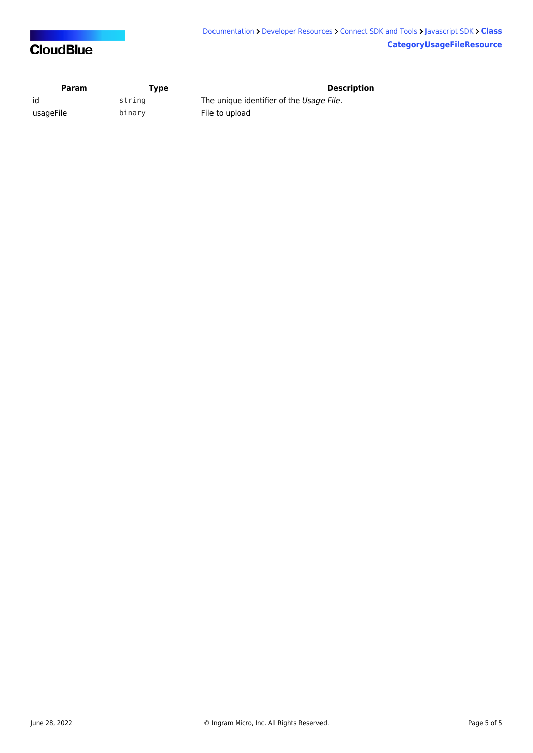| Param | Type | Description |
| --- | --- | --- |
| id | `string` | The unique identifier of the *Usage File*. |
| usageFile | `binary` | File to upload |